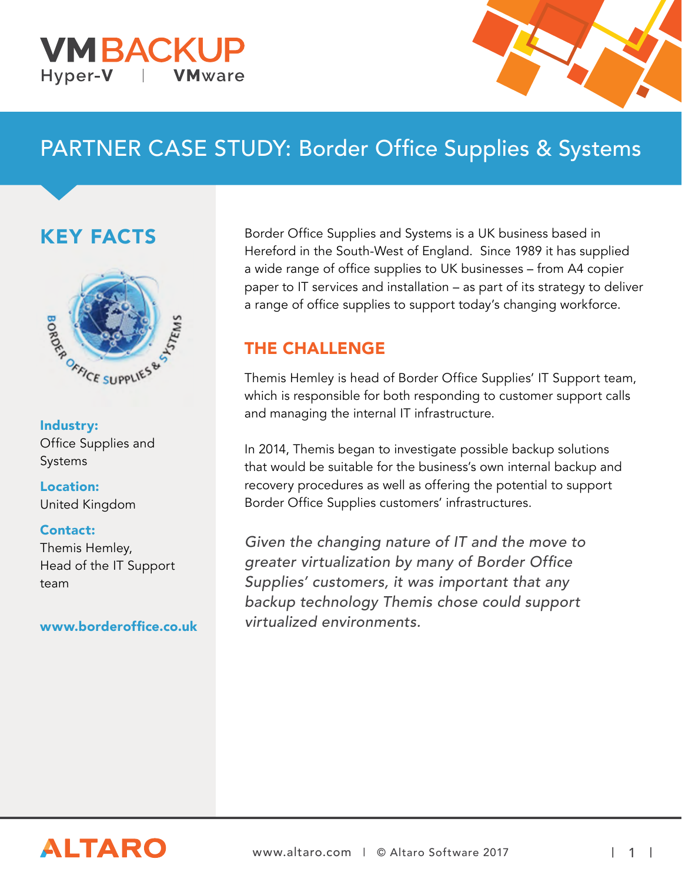VMBACKUP
Hyper-V | VMware

# PARTNER CASE STUDY: Border Office Supplies & Systems

## KEY FACTS

**Industry:**
Office Supplies and Systems

**Location:**
United Kingdom

**Contact:**
Themis Hemley,
Head of the IT Support team

**www.borderoffice.co.uk**

Border Office Supplies and Systems is a UK business based in Hereford in the South-West of England. Since 1989 it has supplied a wide range of office supplies to UK businesses – from A4 copier paper to IT services and installation – as part of its strategy to deliver a range of office supplies to support today's changing workforce.

## THE CHALLENGE

Themis Hemley is head of Border Office Supplies' IT Support team, which is responsible for both responding to customer support calls and managing the internal IT infrastructure.

In 2014, Themis began to investigate possible backup solutions that would be suitable for the business's own internal backup and recovery procedures as well as offering the potential to support Border Office Supplies customers' infrastructures.

*Given the changing nature of IT and the move to greater virtualization by many of Border Office Supplies' customers, it was important that any backup technology Themis chose could support virtualized environments.*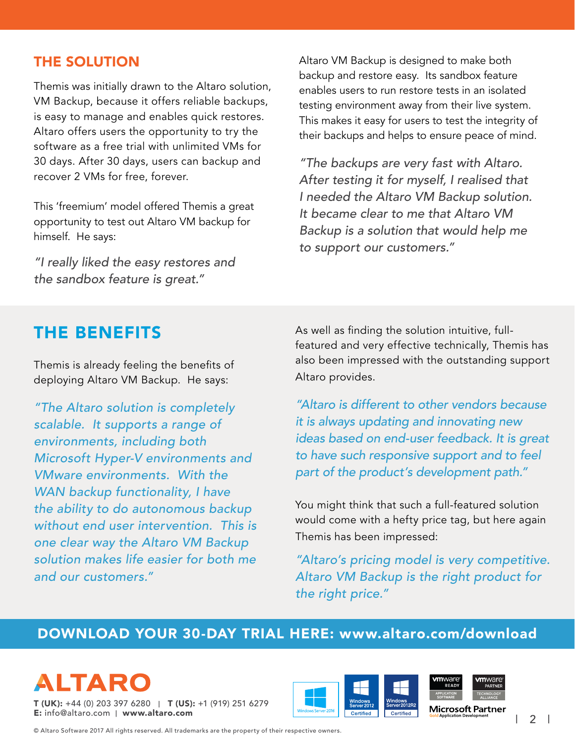## THE SOLUTION

Themis was initially drawn to the Altaro solution, VM Backup, because it offers reliable backups, is easy to manage and enables quick restores. Altaro offers users the opportunity to try the software as a free trial with unlimited VMs for 30 days. After 30 days, users can backup and recover 2 VMs for free, forever.

This 'freemium' model offered Themis a great opportunity to test out Altaro VM backup for himself. He says:

*"I really liked the easy restores and the sandbox feature is great."*

Altaro VM Backup is designed to make both backup and restore easy. Its sandbox feature enables users to run restore tests in an isolated testing environment away from their live system. This makes it easy for users to test the integrity of their backups and helps to ensure peace of mind.

*"The backups are very fast with Altaro. After testing it for myself, I realised that I needed the Altaro VM Backup solution. It became clear to me that Altaro VM Backup is a solution that would help me to support our customers."*

## THE BENEFITS

Themis is already feeling the benefits of deploying Altaro VM Backup. He says:

*"The Altaro solution is completely scalable. It supports a range of environments, including both Microsoft Hyper-V environments and VMware environments. With the WAN backup functionality, I have the ability to do autonomous backup without end user intervention. This is one clear way the Altaro VM Backup solution makes life easier for both me and our customers."*

As well as finding the solution intuitive, full-featured and very effective technically, Themis has also been impressed with the outstanding support Altaro provides.

*"Altaro is different to other vendors because it is always updating and innovating new ideas based on end-user feedback. It is great to have such responsive support and to feel part of the product's development path."*

You might think that such a full-featured solution would come with a hefty price tag, but here again Themis has been impressed:

*"Altaro's pricing model is very competitive. Altaro VM Backup is the right product for the right price."*

**DOWNLOAD YOUR 30-DAY TRIAL HERE: www.altaro.com/download**

ALTARO

**T (UK):** +44 (0) 203 397 6280 | **T (US):** +1 (919) 251 6279
**E:** info@altaro.com | **www.altaro.com**

Windows Server 2016 | Windows Server 2012 Certified | Windows Server 2012R2 Certified | vmware READY APPLICATION SOFTWARE | vmware PARTNER TECHNOLOGY ALLIANCE | Microsoft Partner Gold Application Development

© Altaro Software 2017 All rights reserved. All trademarks are the property of their respective owners.